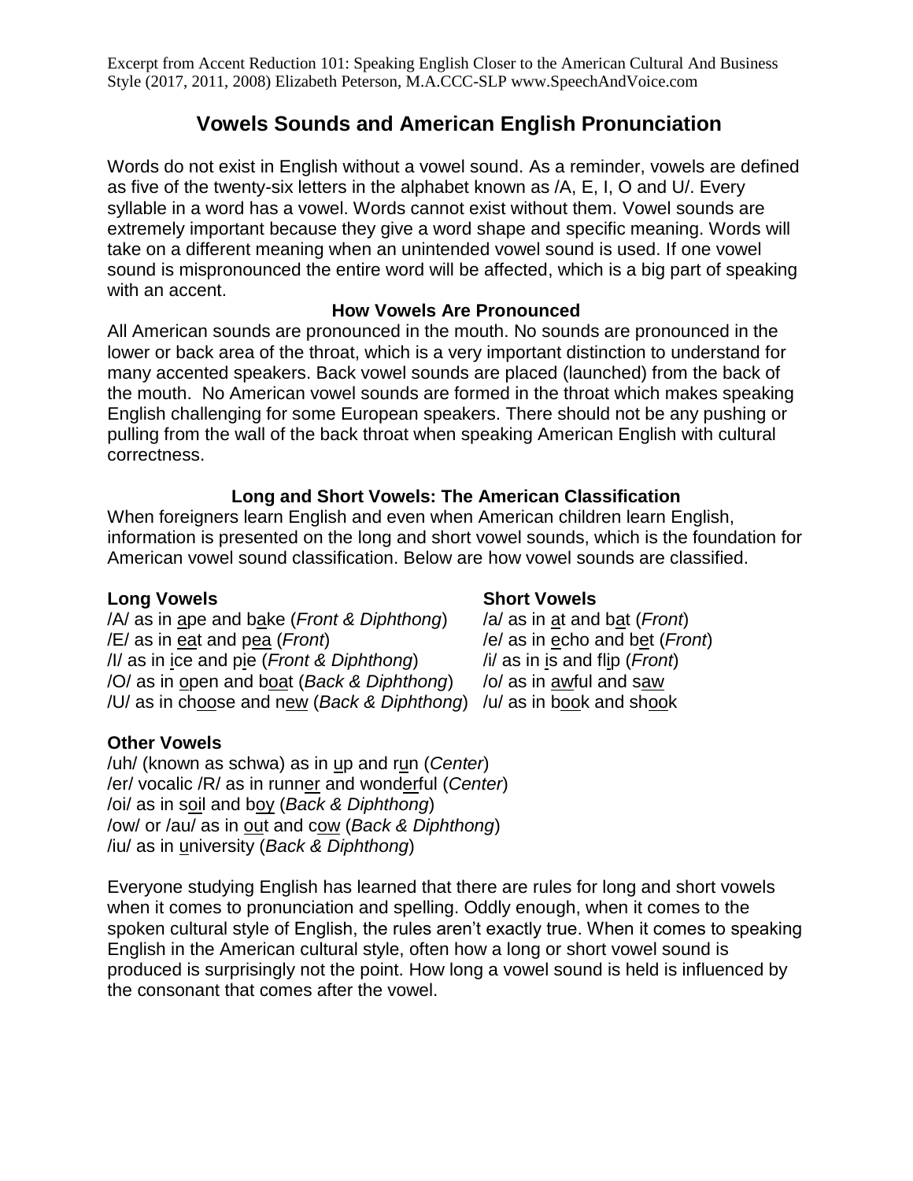Excerpt from Accent Reduction 101: Speaking English Closer to the American Cultural And Business Style (2017, 2011, 2008) Elizabeth Peterson, M.A.CCC-SLP www.SpeechAndVoice.com

# Vowels Sounds and American English Pronunciation

Words do not exist in English without a vowel sound. As a reminder, vowels are defined as five of the twenty-six letters in the alphabet known as /A, E, I, O and U/. Every syllable in a word has a vowel. Words cannot exist without them. Vowel sounds are extremely important because they give a word shape and specific meaning. Words will take on a different meaning when an unintended vowel sound is used. If one vowel sound is mispronounced the entire word will be affected, which is a big part of speaking with an accent.

## How Vowels Are Pronounced

All American sounds are pronounced in the mouth. No sounds are pronounced in the lower or back area of the throat, which is a very important distinction to understand for many accented speakers. Back vowel sounds are placed (launched) from the back of the mouth. No American vowel sounds are formed in the throat which makes speaking English challenging for some European speakers. There should not be any pushing or pulling from the wall of the back throat when speaking American English with cultural correctness.

## Long and Short Vowels: The American Classification

When foreigners learn English and even when American children learn English, information is presented on the long and short vowel sounds, which is the foundation for American vowel sound classification. Below are how vowel sounds are classified.

| **Long Vowels** | **Short Vowels** |
| --- | --- |
| /A/ as in ape and bake (*Front & Diphthong*) | /a/ as in at and bat (*Front*) |
| /E/ as in eat and pea (*Front*) | /e/ as in echo and bet (*Front*) |
| /I/ as in ice and pie (*Front & Diphthong*) | /i/ as in is and flip (*Front*) |
| /O/ as in open and boat (*Back & Diphthong*) | /o/ as in awful and saw |
| /U/ as in choose and new (*Back & Diphthong*) | /u/ as in book and shook |

**Other Vowels**

/uh/ (known as schwa) as in up and run (*Center*)
/er/ vocalic /R/ as in runner and wonderful (*Center*)
/oi/ as in soil and boy (*Back & Diphthong*)
/ow/ or /au/ as in out and cow (*Back & Diphthong*)
/iu/ as in university (*Back & Diphthong*)

Everyone studying English has learned that there are rules for long and short vowels when it comes to pronunciation and spelling. Oddly enough, when it comes to the spoken cultural style of English, the rules aren't exactly true. When it comes to speaking English in the American cultural style, often how a long or short vowel sound is produced is surprisingly not the point. How long a vowel sound is held is influenced by the consonant that comes after the vowel.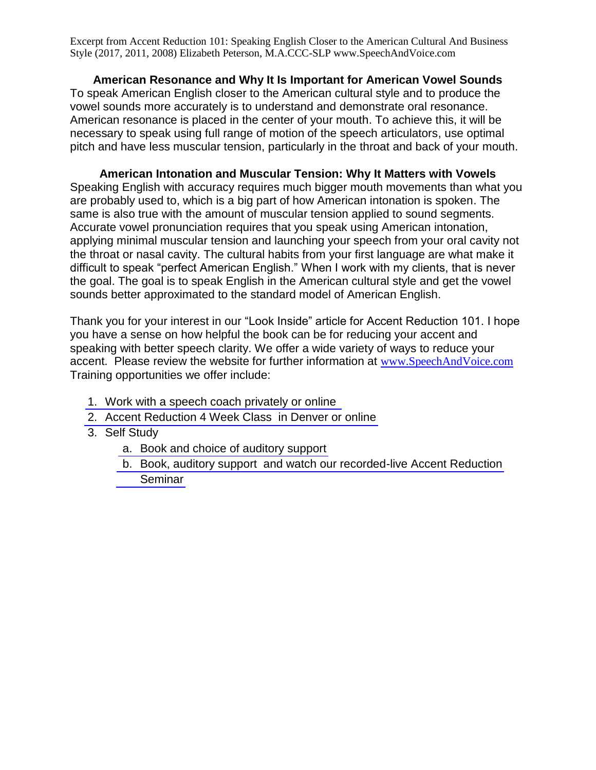Excerpt from Accent Reduction 101: Speaking English Closer to the American Cultural And Business Style (2017, 2011, 2008) Elizabeth Peterson, M.A.CCC-SLP www.SpeechAndVoice.com

## American Resonance and Why It Is Important for American Vowel Sounds

To speak American English closer to the American cultural style and to produce the vowel sounds more accurately is to understand and demonstrate oral resonance. American resonance is placed in the center of your mouth. To achieve this, it will be necessary to speak using full range of motion of the speech articulators, use optimal pitch and have less muscular tension, particularly in the throat and back of your mouth.

## American Intonation and Muscular Tension: Why It Matters with Vowels

Speaking English with accuracy requires much bigger mouth movements than what you are probably used to, which is a big part of how American intonation is spoken. The same is also true with the amount of muscular tension applied to sound segments. Accurate vowel pronunciation requires that you speak using American intonation, applying minimal muscular tension and launching your speech from your oral cavity not the throat or nasal cavity. The cultural habits from your first language are what make it difficult to speak "perfect American English." When I work with my clients, that is never the goal. The goal is to speak English in the American cultural style and get the vowel sounds better approximated to the standard model of American English.

Thank you for your interest in our "Look Inside" article for Accent Reduction 101. I hope you have a sense on how helpful the book can be for reducing your accent and speaking with better speech clarity. We offer a wide variety of ways to reduce your accent. Please review the website for further information at www.SpeechAndVoice.com Training opportunities we offer include:

1. Work with a speech coach privately or online
2. Accent Reduction 4 Week Class in Denver or online
3. Self Study
   a. Book and choice of auditory support
   b. Book, auditory support and watch our recorded-live Accent Reduction Seminar